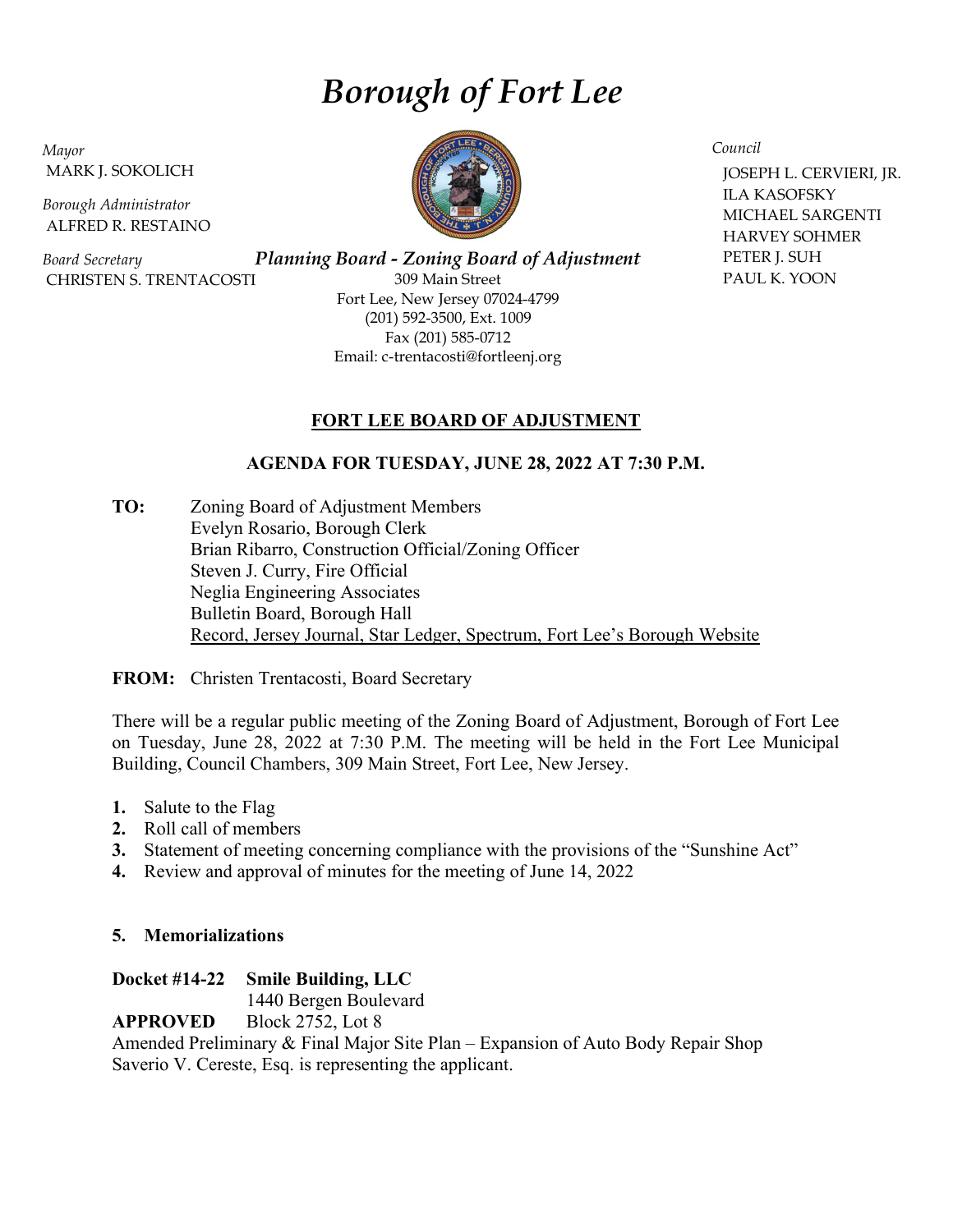# *Borough of Fort Lee*

*Mayor*
MARK J. SOKOLICH

*Borough Administrator*
ALFRED R. RESTAINO

*Board Secretary*
CHRISTEN S. TRENTACOSTI

*Council*
JOSEPH L. CERVIERI, JR.
ILA KASOFSKY
MICHAEL SARGENTI
HARVEY SOHMER
PETER J. SUH
PAUL K. YOON

***Planning Board - Zoning Board of Adjustment***
309 Main Street
Fort Lee, New Jersey 07024-4799
(201) 592-3500, Ext. 1009
Fax (201) 585-0712
Email: c-trentacosti@fortleenj.org

## FORT LEE BOARD OF ADJUSTMENT

### AGENDA FOR TUESDAY, JUNE 28, 2022 AT 7:30 P.M.

**TO:** Zoning Board of Adjustment Members
Evelyn Rosario, Borough Clerk
Brian Ribarro, Construction Official/Zoning Officer
Steven J. Curry, Fire Official
Neglia Engineering Associates
Bulletin Board, Borough Hall
Record, Jersey Journal, Star Ledger, Spectrum, Fort Lee's Borough Website

**FROM:** Christen Trentacosti, Board Secretary

There will be a regular public meeting of the Zoning Board of Adjustment, Borough of Fort Lee on Tuesday, June 28, 2022 at 7:30 P.M. The meeting will be held in the Fort Lee Municipal Building, Council Chambers, 309 Main Street, Fort Lee, New Jersey.

1. Salute to the Flag
2. Roll call of members
3. Statement of meeting concerning compliance with the provisions of the "Sunshine Act"
4. Review and approval of minutes for the meeting of June 14, 2022

**5. Memorializations**

**Docket #14-22** **Smile Building, LLC**
1440 Bergen Boulevard
**APPROVED** Block 2752, Lot 8
Amended Preliminary & Final Major Site Plan – Expansion of Auto Body Repair Shop
Saverio V. Cereste, Esq. is representing the applicant.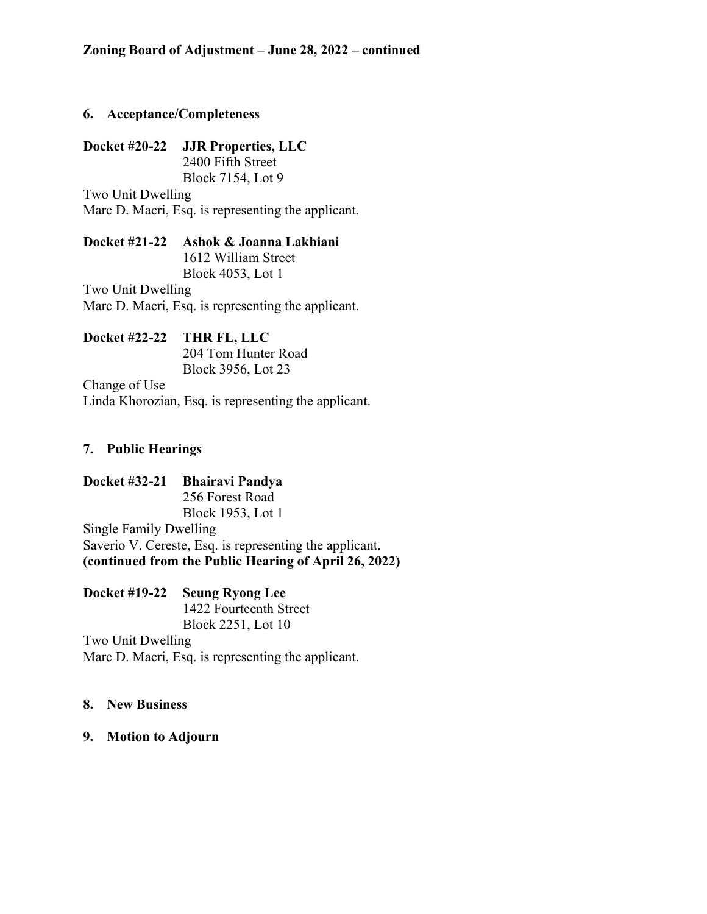**Zoning Board of Adjustment – June 28, 2022 – continued**

**6. Acceptance/Completeness**

**Docket #20-22 JJR Properties, LLC**
2400 Fifth Street
Block 7154, Lot 9
Two Unit Dwelling
Marc D. Macri, Esq. is representing the applicant.

**Docket #21-22 Ashok & Joanna Lakhiani**
1612 William Street
Block 4053, Lot 1
Two Unit Dwelling
Marc D. Macri, Esq. is representing the applicant.

**Docket #22-22 THR FL, LLC**
204 Tom Hunter Road
Block 3956, Lot 23
Change of Use
Linda Khorozian, Esq. is representing the applicant.

**7. Public Hearings**

**Docket #32-21 Bhairavi Pandya**
256 Forest Road
Block 1953, Lot 1
Single Family Dwelling
Saverio V. Cereste, Esq. is representing the applicant.
**(continued from the Public Hearing of April 26, 2022)**

**Docket #19-22 Seung Ryong Lee**
1422 Fourteenth Street
Block 2251, Lot 10
Two Unit Dwelling
Marc D. Macri, Esq. is representing the applicant.

**8. New Business**

**9. Motion to Adjourn**